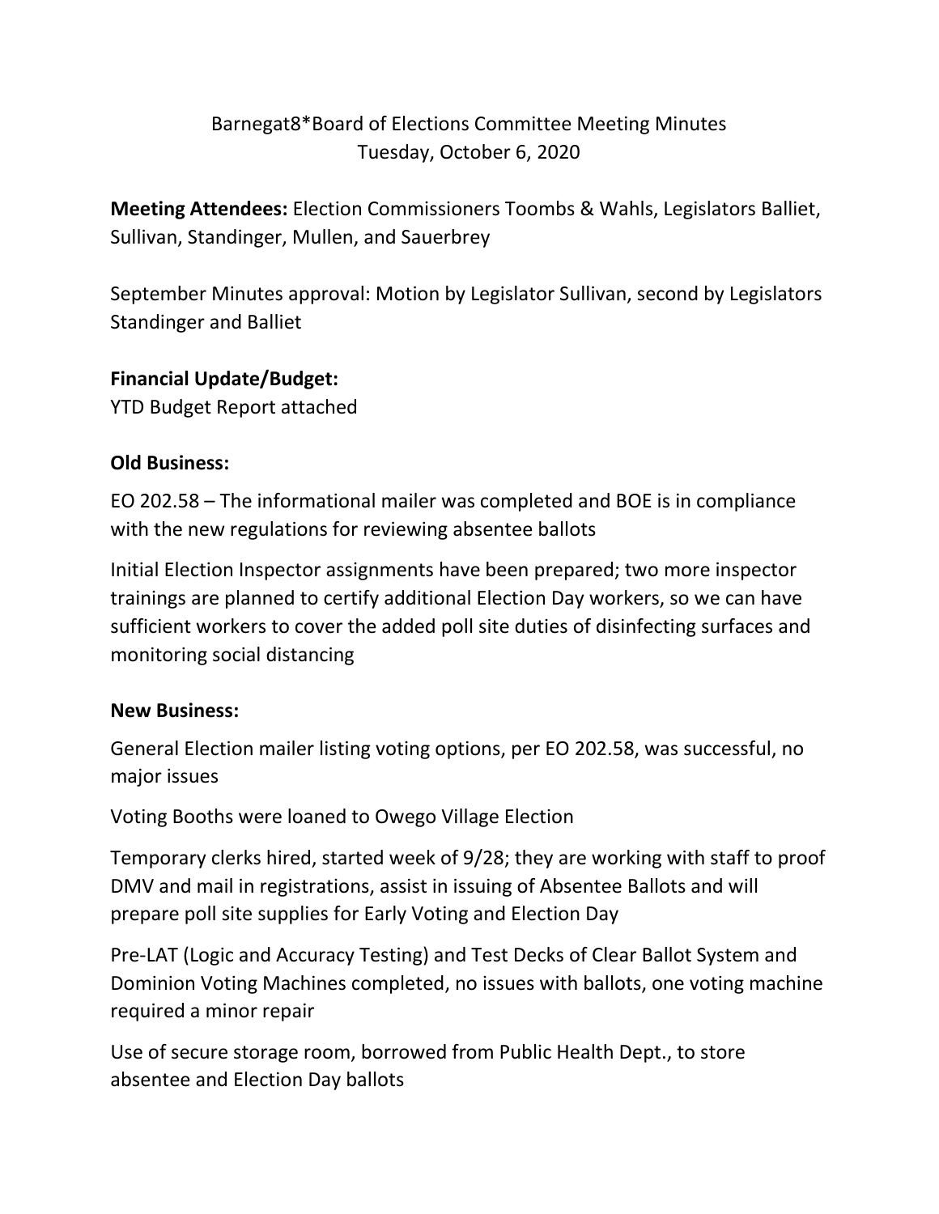# Barnegat8*Board of Elections Committee Meeting Minutes
## Tuesday, October 6, 2020

**Meeting Attendees:** Election Commissioners Toombs & Wahls, Legislators Balliet, Sullivan, Standinger, Mullen, and Sauerbrey

September Minutes approval: Motion by Legislator Sullivan, second by Legislators Standinger and Balliet

**Financial Update/Budget:**

YTD Budget Report attached

**Old Business:**

EO 202.58 – The informational mailer was completed and BOE is in compliance with the new regulations for reviewing absentee ballots

Initial Election Inspector assignments have been prepared; two more inspector trainings are planned to certify additional Election Day workers, so we can have sufficient workers to cover the added poll site duties of disinfecting surfaces and monitoring social distancing

**New Business:**

General Election mailer listing voting options, per EO 202.58, was successful, no major issues

Voting Booths were loaned to Owego Village Election

Temporary clerks hired, started week of 9/28; they are working with staff to proof DMV and mail in registrations, assist in issuing of Absentee Ballots and will prepare poll site supplies for Early Voting and Election Day

Pre-LAT (Logic and Accuracy Testing) and Test Decks of Clear Ballot System and Dominion Voting Machines completed, no issues with ballots, one voting machine required a minor repair

Use of secure storage room, borrowed from Public Health Dept., to store absentee and Election Day ballots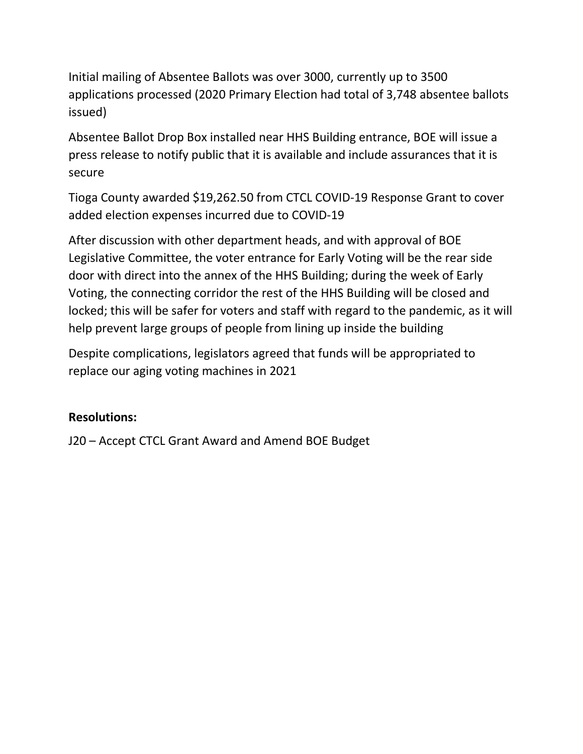Initial mailing of Absentee Ballots was over 3000, currently up to 3500 applications processed (2020 Primary Election had total of 3,748 absentee ballots issued)

Absentee Ballot Drop Box installed near HHS Building entrance, BOE will issue a press release to notify public that it is available and include assurances that it is secure

Tioga County awarded $19,262.50 from CTCL COVID-19 Response Grant to cover added election expenses incurred due to COVID-19

After discussion with other department heads, and with approval of BOE Legislative Committee, the voter entrance for Early Voting will be the rear side door with direct into the annex of the HHS Building; during the week of Early Voting, the connecting corridor the rest of the HHS Building will be closed and locked; this will be safer for voters and staff with regard to the pandemic, as it will help prevent large groups of people from lining up inside the building

Despite complications, legislators agreed that funds will be appropriated to replace our aging voting machines in 2021

**Resolutions:**

J20 – Accept CTCL Grant Award and Amend BOE Budget